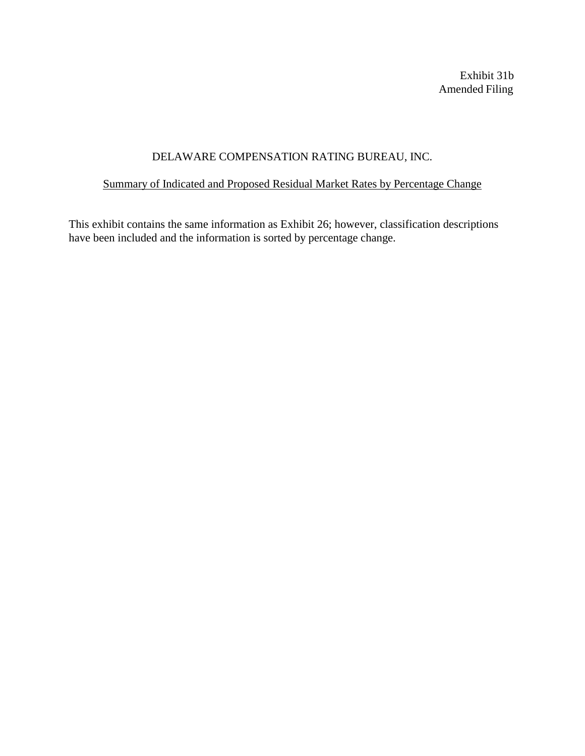Exhibit 31b
Amended Filing

# DELAWARE COMPENSATION RATING BUREAU, INC.

## Summary of Indicated and Proposed Residual Market Rates by Percentage Change

This exhibit contains the same information as Exhibit 26; however, classification descriptions have been included and the information is sorted by percentage change.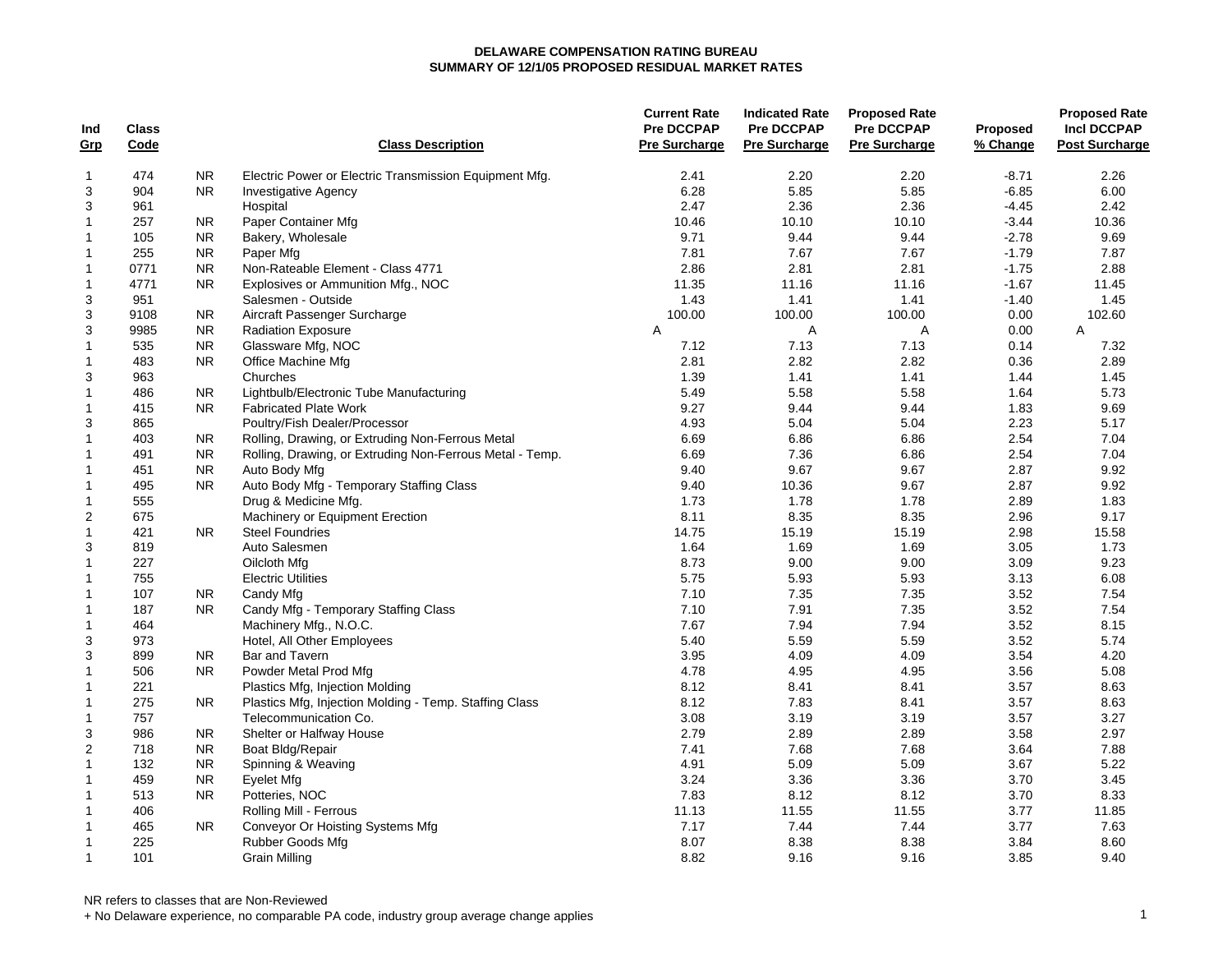**DELAWARE COMPENSATION RATING BUREAU**
**SUMMARY OF 12/1/05 PROPOSED RESIDUAL MARKET RATES**

| Ind Grp | Class Code | | Class Description | Current Rate Pre DCCPAP Pre Surcharge | Indicated Rate Pre DCCPAP Pre Surcharge | Proposed Rate Pre DCCPAP Pre Surcharge | Proposed % Change | Proposed Rate Incl DCCPAP Post Surcharge |
|---|---|---|---|---|---|---|---|---|
| 1 | 474 | NR | Electric Power or Electric Transmission Equipment Mfg. | 2.41 | 2.20 | 2.20 | -8.71 | 2.26 |
| 3 | 904 | NR | Investigative Agency | 6.28 | 5.85 | 5.85 | -6.85 | 6.00 |
| 3 | 961 | | Hospital | 2.47 | 2.36 | 2.36 | -4.45 | 2.42 |
| 1 | 257 | NR | Paper Container Mfg | 10.46 | 10.10 | 10.10 | -3.44 | 10.36 |
| 1 | 105 | NR | Bakery, Wholesale | 9.71 | 9.44 | 9.44 | -2.78 | 9.69 |
| 1 | 255 | NR | Paper Mfg | 7.81 | 7.67 | 7.67 | -1.79 | 7.87 |
| 1 | 0771 | NR | Non-Rateable Element - Class 4771 | 2.86 | 2.81 | 2.81 | -1.75 | 2.88 |
| 1 | 4771 | NR | Explosives or Ammunition Mfg., NOC | 11.35 | 11.16 | 11.16 | -1.67 | 11.45 |
| 3 | 951 | | Salesmen - Outside | 1.43 | 1.41 | 1.41 | -1.40 | 1.45 |
| 3 | 9108 | NR | Aircraft Passenger Surcharge | 100.00 | 100.00 | 100.00 | 0.00 | 102.60 |
| 3 | 9985 | NR | Radiation Exposure | A | A | A | 0.00 | A |
| 1 | 535 | NR | Glassware Mfg, NOC | 7.12 | 7.13 | 7.13 | 0.14 | 7.32 |
| 1 | 483 | NR | Office Machine Mfg | 2.81 | 2.82 | 2.82 | 0.36 | 2.89 |
| 3 | 963 | | Churches | 1.39 | 1.41 | 1.41 | 1.44 | 1.45 |
| 1 | 486 | NR | Lightbulb/Electronic Tube Manufacturing | 5.49 | 5.58 | 5.58 | 1.64 | 5.73 |
| 1 | 415 | NR | Fabricated Plate Work | 9.27 | 9.44 | 9.44 | 1.83 | 9.69 |
| 3 | 865 | | Poultry/Fish Dealer/Processor | 4.93 | 5.04 | 5.04 | 2.23 | 5.17 |
| 1 | 403 | NR | Rolling, Drawing, or Extruding Non-Ferrous Metal | 6.69 | 6.86 | 6.86 | 2.54 | 7.04 |
| 1 | 491 | NR | Rolling, Drawing, or Extruding Non-Ferrous Metal - Temp. | 6.69 | 7.36 | 6.86 | 2.54 | 7.04 |
| 1 | 451 | NR | Auto Body Mfg | 9.40 | 9.67 | 9.67 | 2.87 | 9.92 |
| 1 | 495 | NR | Auto Body Mfg - Temporary Staffing Class | 9.40 | 10.36 | 9.67 | 2.87 | 9.92 |
| 1 | 555 | | Drug & Medicine Mfg. | 1.73 | 1.78 | 1.78 | 2.89 | 1.83 |
| 2 | 675 | | Machinery or Equipment Erection | 8.11 | 8.35 | 8.35 | 2.96 | 9.17 |
| 1 | 421 | NR | Steel Foundries | 14.75 | 15.19 | 15.19 | 2.98 | 15.58 |
| 3 | 819 | | Auto Salesmen | 1.64 | 1.69 | 1.69 | 3.05 | 1.73 |
| 1 | 227 | | Oilcloth Mfg | 8.73 | 9.00 | 9.00 | 3.09 | 9.23 |
| 1 | 755 | | Electric Utilities | 5.75 | 5.93 | 5.93 | 3.13 | 6.08 |
| 1 | 107 | NR | Candy Mfg | 7.10 | 7.35 | 7.35 | 3.52 | 7.54 |
| 1 | 187 | NR | Candy Mfg - Temporary Staffing Class | 7.10 | 7.91 | 7.35 | 3.52 | 7.54 |
| 1 | 464 | | Machinery Mfg., N.O.C. | 7.67 | 7.94 | 7.94 | 3.52 | 8.15 |
| 3 | 973 | | Hotel, All Other Employees | 5.40 | 5.59 | 5.59 | 3.52 | 5.74 |
| 3 | 899 | NR | Bar and Tavern | 3.95 | 4.09 | 4.09 | 3.54 | 4.20 |
| 1 | 506 | NR | Powder Metal Prod Mfg | 4.78 | 4.95 | 4.95 | 3.56 | 5.08 |
| 1 | 221 | | Plastics Mfg, Injection Molding | 8.12 | 8.41 | 8.41 | 3.57 | 8.63 |
| 1 | 275 | NR | Plastics Mfg, Injection Molding - Temp. Staffing Class | 8.12 | 7.83 | 8.41 | 3.57 | 8.63 |
| 1 | 757 | | Telecommunication Co. | 3.08 | 3.19 | 3.19 | 3.57 | 3.27 |
| 3 | 986 | NR | Shelter or Halfway House | 2.79 | 2.89 | 2.89 | 3.58 | 2.97 |
| 2 | 718 | NR | Boat Bldg/Repair | 7.41 | 7.68 | 7.68 | 3.64 | 7.88 |
| 1 | 132 | NR | Spinning & Weaving | 4.91 | 5.09 | 5.09 | 3.67 | 5.22 |
| 1 | 459 | NR | Eyelet Mfg | 3.24 | 3.36 | 3.36 | 3.70 | 3.45 |
| 1 | 513 | NR | Potteries, NOC | 7.83 | 8.12 | 8.12 | 3.70 | 8.33 |
| 1 | 406 | | Rolling Mill - Ferrous | 11.13 | 11.55 | 11.55 | 3.77 | 11.85 |
| 1 | 465 | NR | Conveyor Or Hoisting Systems Mfg | 7.17 | 7.44 | 7.44 | 3.77 | 7.63 |
| 1 | 225 | | Rubber Goods Mfg | 8.07 | 8.38 | 8.38 | 3.84 | 8.60 |
| 1 | 101 | | Grain Milling | 8.82 | 9.16 | 9.16 | 3.85 | 9.40 |

NR refers to classes that are Non-Reviewed

+ No Delaware experience, no comparable PA code, industry group average change applies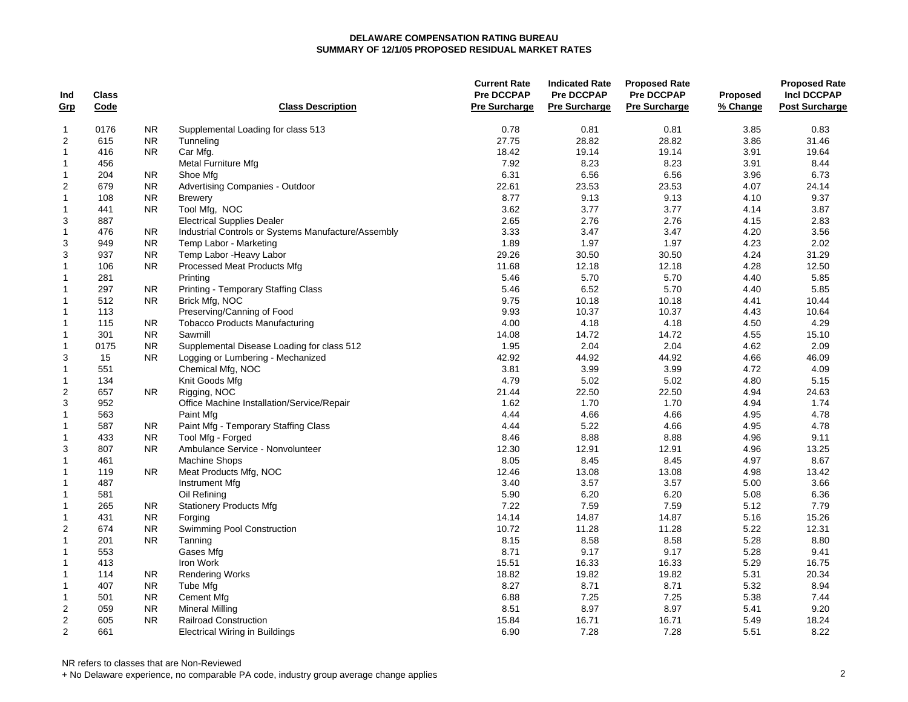**DELAWARE COMPENSATION RATING BUREAU**
**SUMMARY OF 12/1/05 PROPOSED RESIDUAL MARKET RATES**

| Ind Grp | Class Code | | Class Description | Current Rate Pre DCCPAP Pre Surcharge | Indicated Rate Pre DCCPAP Pre Surcharge | Proposed Rate Pre DCCPAP Pre Surcharge | Proposed % Change | Proposed Rate Incl DCCPAP Post Surcharge |
|---|---|---|---|---|---|---|---|---|
| 1 | 0176 | NR | Supplemental Loading for class 513 | 0.78 | 0.81 | 0.81 | 3.85 | 0.83 |
| 2 | 615 | NR | Tunneling | 27.75 | 28.82 | 28.82 | 3.86 | 31.46 |
| 1 | 416 | NR | Car Mfg. | 18.42 | 19.14 | 19.14 | 3.91 | 19.64 |
| 1 | 456 | | Metal Furniture Mfg | 7.92 | 8.23 | 8.23 | 3.91 | 8.44 |
| 1 | 204 | NR | Shoe Mfg | 6.31 | 6.56 | 6.56 | 3.96 | 6.73 |
| 2 | 679 | NR | Advertising Companies - Outdoor | 22.61 | 23.53 | 23.53 | 4.07 | 24.14 |
| 1 | 108 | NR | Brewery | 8.77 | 9.13 | 9.13 | 4.10 | 9.37 |
| 1 | 441 | NR | Tool Mfg, NOC | 3.62 | 3.77 | 3.77 | 4.14 | 3.87 |
| 3 | 887 | | Electrical Supplies Dealer | 2.65 | 2.76 | 2.76 | 4.15 | 2.83 |
| 1 | 476 | NR | Industrial Controls or Systems Manufacture/Assembly | 3.33 | 3.47 | 3.47 | 4.20 | 3.56 |
| 3 | 949 | NR | Temp Labor - Marketing | 1.89 | 1.97 | 1.97 | 4.23 | 2.02 |
| 3 | 937 | NR | Temp Labor -Heavy Labor | 29.26 | 30.50 | 30.50 | 4.24 | 31.29 |
| 1 | 106 | NR | Processed Meat Products Mfg | 11.68 | 12.18 | 12.18 | 4.28 | 12.50 |
| 1 | 281 | | Printing | 5.46 | 5.70 | 5.70 | 4.40 | 5.85 |
| 1 | 297 | NR | Printing - Temporary Staffing Class | 5.46 | 6.52 | 5.70 | 4.40 | 5.85 |
| 1 | 512 | NR | Brick Mfg, NOC | 9.75 | 10.18 | 10.18 | 4.41 | 10.44 |
| 1 | 113 | | Preserving/Canning of Food | 9.93 | 10.37 | 10.37 | 4.43 | 10.64 |
| 1 | 115 | NR | Tobacco Products Manufacturing | 4.00 | 4.18 | 4.18 | 4.50 | 4.29 |
| 1 | 301 | NR | Sawmill | 14.08 | 14.72 | 14.72 | 4.55 | 15.10 |
| 1 | 0175 | NR | Supplemental Disease Loading for class 512 | 1.95 | 2.04 | 2.04 | 4.62 | 2.09 |
| 3 | 15 | NR | Logging or Lumbering - Mechanized | 42.92 | 44.92 | 44.92 | 4.66 | 46.09 |
| 1 | 551 | | Chemical Mfg, NOC | 3.81 | 3.99 | 3.99 | 4.72 | 4.09 |
| 1 | 134 | | Knit Goods Mfg | 4.79 | 5.02 | 5.02 | 4.80 | 5.15 |
| 2 | 657 | NR | Rigging, NOC | 21.44 | 22.50 | 22.50 | 4.94 | 24.63 |
| 3 | 952 | | Office Machine Installation/Service/Repair | 1.62 | 1.70 | 1.70 | 4.94 | 1.74 |
| 1 | 563 | | Paint Mfg | 4.44 | 4.66 | 4.66 | 4.95 | 4.78 |
| 1 | 587 | NR | Paint Mfg - Temporary Staffing Class | 4.44 | 5.22 | 4.66 | 4.95 | 4.78 |
| 1 | 433 | NR | Tool Mfg - Forged | 8.46 | 8.88 | 8.88 | 4.96 | 9.11 |
| 3 | 807 | NR | Ambulance Service - Nonvolunteer | 12.30 | 12.91 | 12.91 | 4.96 | 13.25 |
| 1 | 461 | | Machine Shops | 8.05 | 8.45 | 8.45 | 4.97 | 8.67 |
| 1 | 119 | NR | Meat Products Mfg, NOC | 12.46 | 13.08 | 13.08 | 4.98 | 13.42 |
| 1 | 487 | | Instrument Mfg | 3.40 | 3.57 | 3.57 | 5.00 | 3.66 |
| 1 | 581 | | Oil Refining | 5.90 | 6.20 | 6.20 | 5.08 | 6.36 |
| 1 | 265 | NR | Stationery Products Mfg | 7.22 | 7.59 | 7.59 | 5.12 | 7.79 |
| 1 | 431 | NR | Forging | 14.14 | 14.87 | 14.87 | 5.16 | 15.26 |
| 2 | 674 | NR | Swimming Pool Construction | 10.72 | 11.28 | 11.28 | 5.22 | 12.31 |
| 1 | 201 | NR | Tanning | 8.15 | 8.58 | 8.58 | 5.28 | 8.80 |
| 1 | 553 | | Gases Mfg | 8.71 | 9.17 | 9.17 | 5.28 | 9.41 |
| 1 | 413 | | Iron Work | 15.51 | 16.33 | 16.33 | 5.29 | 16.75 |
| 1 | 114 | NR | Rendering Works | 18.82 | 19.82 | 19.82 | 5.31 | 20.34 |
| 1 | 407 | NR | Tube Mfg | 8.27 | 8.71 | 8.71 | 5.32 | 8.94 |
| 1 | 501 | NR | Cement Mfg | 6.88 | 7.25 | 7.25 | 5.38 | 7.44 |
| 2 | 059 | NR | Mineral Milling | 8.51 | 8.97 | 8.97 | 5.41 | 9.20 |
| 2 | 605 | NR | Railroad Construction | 15.84 | 16.71 | 16.71 | 5.49 | 18.24 |
| 2 | 661 | | Electrical Wiring in Buildings | 6.90 | 7.28 | 7.28 | 5.51 | 8.22 |

NR refers to classes that are Non-Reviewed

+ No Delaware experience, no comparable PA code, industry group average change applies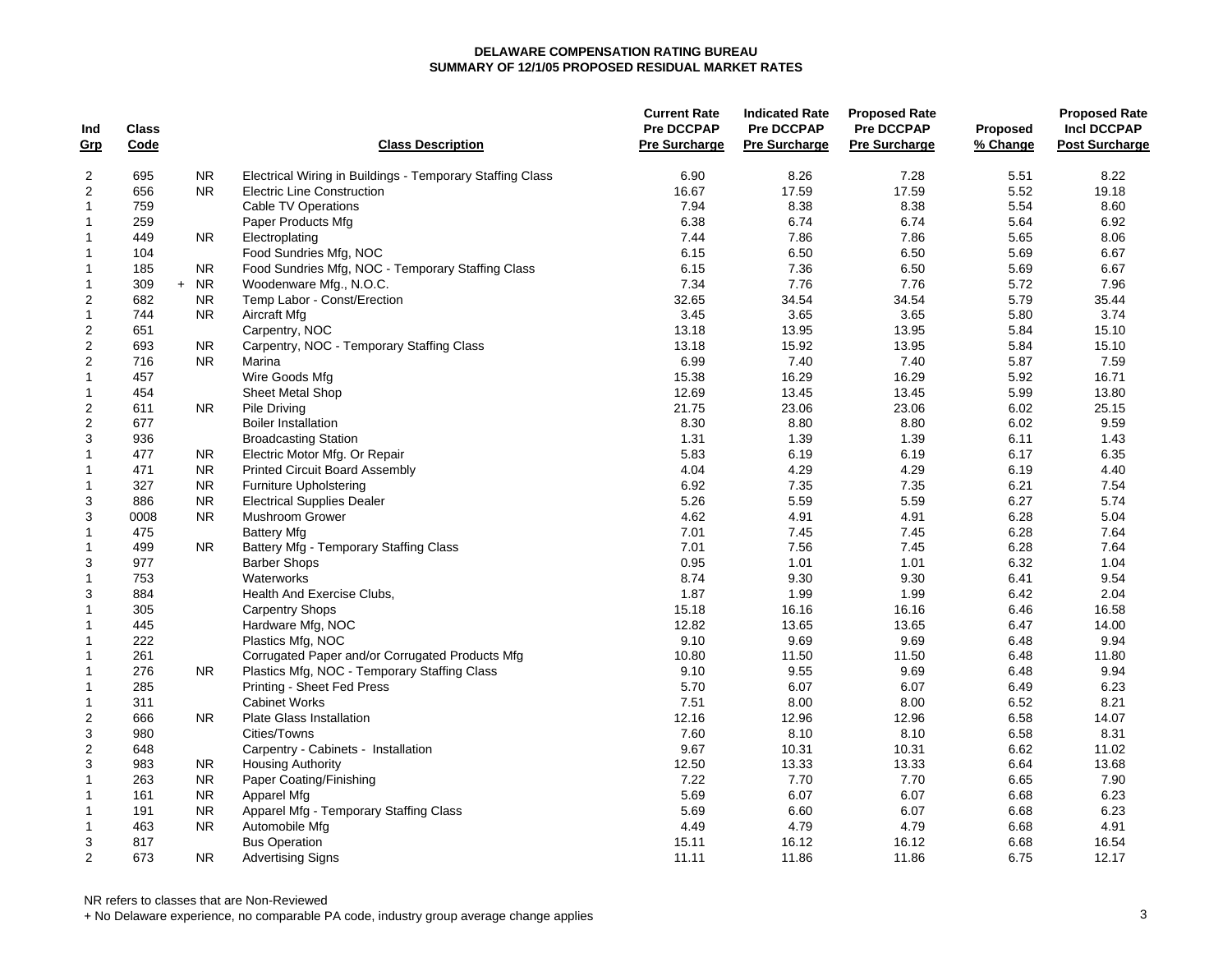**DELAWARE COMPENSATION RATING BUREAU**
**SUMMARY OF 12/1/05 PROPOSED RESIDUAL MARKET RATES**

| Ind Grp | Class Code | | Class Description | Current Rate Pre DCCPAP Pre Surcharge | Indicated Rate Pre DCCPAP Pre Surcharge | Proposed Rate Pre DCCPAP Pre Surcharge | Proposed % Change | Proposed Rate Incl DCCPAP Post Surcharge |
|---|---|---|---|---|---|---|---|---|
| 2 | 695 | NR | Electrical Wiring in Buildings - Temporary Staffing Class | 6.90 | 8.26 | 7.28 | 5.51 | 8.22 |
| 2 | 656 | NR | Electric Line Construction | 16.67 | 17.59 | 17.59 | 5.52 | 19.18 |
| 1 | 759 | | Cable TV Operations | 7.94 | 8.38 | 8.38 | 5.54 | 8.60 |
| 1 | 259 | | Paper Products Mfg | 6.38 | 6.74 | 6.74 | 5.64 | 6.92 |
| 1 | 449 | NR | Electroplating | 7.44 | 7.86 | 7.86 | 5.65 | 8.06 |
| 1 | 104 | | Food Sundries Mfg, NOC | 6.15 | 6.50 | 6.50 | 5.69 | 6.67 |
| 1 | 185 | NR | Food Sundries Mfg, NOC - Temporary Staffing Class | 6.15 | 7.36 | 6.50 | 5.69 | 6.67 |
| 1 | 309 | + NR | Woodenware Mfg., N.O.C. | 7.34 | 7.76 | 7.76 | 5.72 | 7.96 |
| 2 | 682 | NR | Temp Labor - Const/Erection | 32.65 | 34.54 | 34.54 | 5.79 | 35.44 |
| 1 | 744 | NR | Aircraft Mfg | 3.45 | 3.65 | 3.65 | 5.80 | 3.74 |
| 2 | 651 | | Carpentry, NOC | 13.18 | 13.95 | 13.95 | 5.84 | 15.10 |
| 2 | 693 | NR | Carpentry, NOC - Temporary Staffing Class | 13.18 | 15.92 | 13.95 | 5.84 | 15.10 |
| 2 | 716 | NR | Marina | 6.99 | 7.40 | 7.40 | 5.87 | 7.59 |
| 1 | 457 | | Wire Goods Mfg | 15.38 | 16.29 | 16.29 | 5.92 | 16.71 |
| 1 | 454 | | Sheet Metal Shop | 12.69 | 13.45 | 13.45 | 5.99 | 13.80 |
| 2 | 611 | NR | Pile Driving | 21.75 | 23.06 | 23.06 | 6.02 | 25.15 |
| 2 | 677 | | Boiler Installation | 8.30 | 8.80 | 8.80 | 6.02 | 9.59 |
| 3 | 936 | | Broadcasting Station | 1.31 | 1.39 | 1.39 | 6.11 | 1.43 |
| 1 | 477 | NR | Electric Motor Mfg. Or Repair | 5.83 | 6.19 | 6.19 | 6.17 | 6.35 |
| 1 | 471 | NR | Printed Circuit Board Assembly | 4.04 | 4.29 | 4.29 | 6.19 | 4.40 |
| 1 | 327 | NR | Furniture Upholstering | 6.92 | 7.35 | 7.35 | 6.21 | 7.54 |
| 3 | 886 | NR | Electrical Supplies Dealer | 5.26 | 5.59 | 5.59 | 6.27 | 5.74 |
| 3 | 0008 | NR | Mushroom Grower | 4.62 | 4.91 | 4.91 | 6.28 | 5.04 |
| 1 | 475 | | Battery Mfg | 7.01 | 7.45 | 7.45 | 6.28 | 7.64 |
| 1 | 499 | NR | Battery Mfg - Temporary Staffing Class | 7.01 | 7.56 | 7.45 | 6.28 | 7.64 |
| 3 | 977 | | Barber Shops | 0.95 | 1.01 | 1.01 | 6.32 | 1.04 |
| 1 | 753 | | Waterworks | 8.74 | 9.30 | 9.30 | 6.41 | 9.54 |
| 3 | 884 | | Health And Exercise Clubs, | 1.87 | 1.99 | 1.99 | 6.42 | 2.04 |
| 1 | 305 | | Carpentry Shops | 15.18 | 16.16 | 16.16 | 6.46 | 16.58 |
| 1 | 445 | | Hardware Mfg, NOC | 12.82 | 13.65 | 13.65 | 6.47 | 14.00 |
| 1 | 222 | | Plastics Mfg, NOC | 9.10 | 9.69 | 9.69 | 6.48 | 9.94 |
| 1 | 261 | | Corrugated Paper and/or Corrugated Products Mfg | 10.80 | 11.50 | 11.50 | 6.48 | 11.80 |
| 1 | 276 | NR | Plastics Mfg, NOC - Temporary Staffing Class | 9.10 | 9.55 | 9.69 | 6.48 | 9.94 |
| 1 | 285 | | Printing - Sheet Fed Press | 5.70 | 6.07 | 6.07 | 6.49 | 6.23 |
| 1 | 311 | | Cabinet Works | 7.51 | 8.00 | 8.00 | 6.52 | 8.21 |
| 2 | 666 | NR | Plate Glass Installation | 12.16 | 12.96 | 12.96 | 6.58 | 14.07 |
| 3 | 980 | | Cities/Towns | 7.60 | 8.10 | 8.10 | 6.58 | 8.31 |
| 2 | 648 | | Carpentry - Cabinets - Installation | 9.67 | 10.31 | 10.31 | 6.62 | 11.02 |
| 3 | 983 | NR | Housing Authority | 12.50 | 13.33 | 13.33 | 6.64 | 13.68 |
| 1 | 263 | NR | Paper Coating/Finishing | 7.22 | 7.70 | 7.70 | 6.65 | 7.90 |
| 1 | 161 | NR | Apparel Mfg | 5.69 | 6.07 | 6.07 | 6.68 | 6.23 |
| 1 | 191 | NR | Apparel Mfg - Temporary Staffing Class | 5.69 | 6.60 | 6.07 | 6.68 | 6.23 |
| 1 | 463 | NR | Automobile Mfg | 4.49 | 4.79 | 4.79 | 6.68 | 4.91 |
| 3 | 817 | | Bus Operation | 15.11 | 16.12 | 16.12 | 6.68 | 16.54 |
| 2 | 673 | NR | Advertising Signs | 11.11 | 11.86 | 11.86 | 6.75 | 12.17 |

NR refers to classes that are Non-Reviewed

+ No Delaware experience, no comparable PA code, industry group average change applies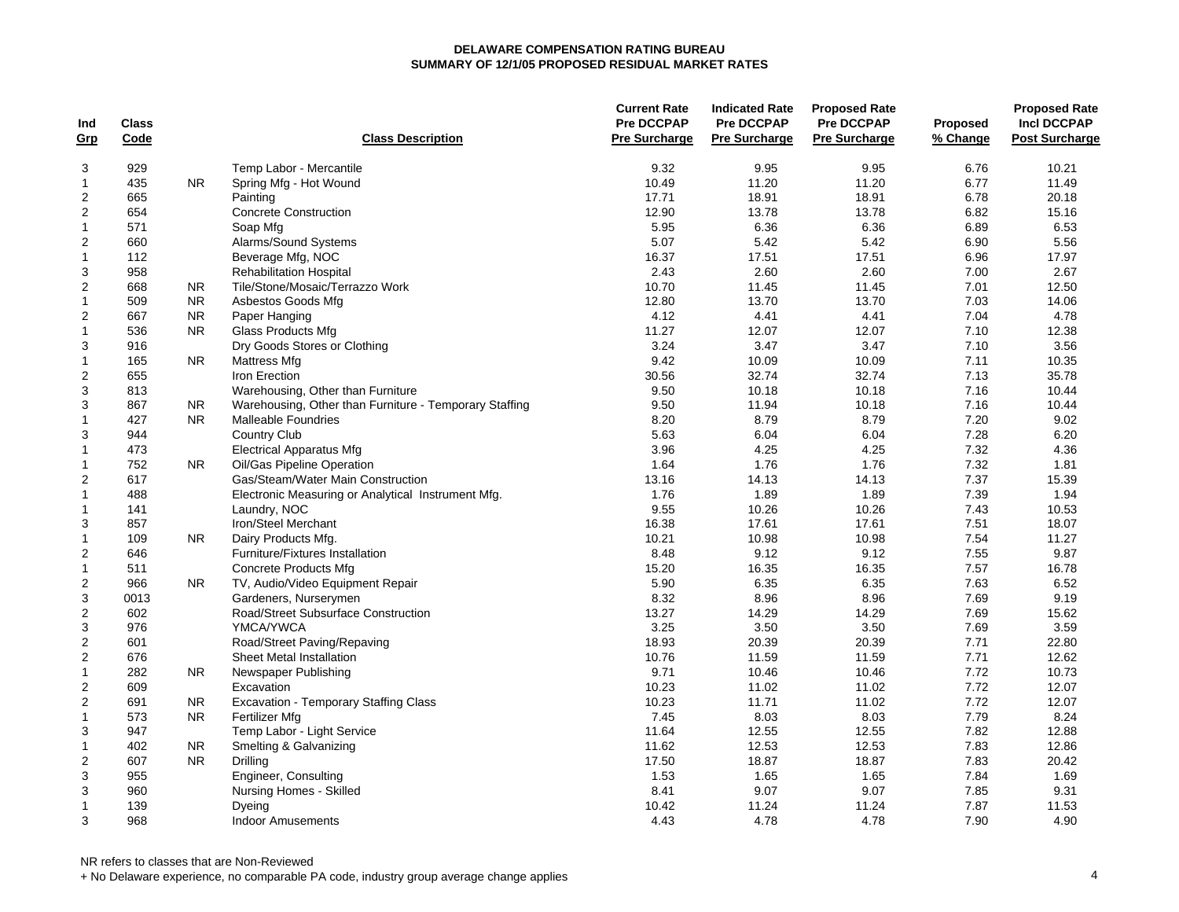**DELAWARE COMPENSATION RATING BUREAU**
**SUMMARY OF 12/1/05 PROPOSED RESIDUAL MARKET RATES**

| Ind Grp | Class Code | | Class Description | Current Rate Pre DCCPAP Pre Surcharge | Indicated Rate Pre DCCPAP Pre Surcharge | Proposed Rate Pre DCCPAP Pre Surcharge | Proposed % Change | Proposed Rate Incl DCCPAP Post Surcharge |
|---|---|---|---|---|---|---|---|---|
| 3 | 929 | | Temp Labor - Mercantile | 9.32 | 9.95 | 9.95 | 6.76 | 10.21 |
| 1 | 435 | NR | Spring Mfg - Hot Wound | 10.49 | 11.20 | 11.20 | 6.77 | 11.49 |
| 2 | 665 | | Painting | 17.71 | 18.91 | 18.91 | 6.78 | 20.18 |
| 2 | 654 | | Concrete Construction | 12.90 | 13.78 | 13.78 | 6.82 | 15.16 |
| 1 | 571 | | Soap Mfg | 5.95 | 6.36 | 6.36 | 6.89 | 6.53 |
| 2 | 660 | | Alarms/Sound Systems | 5.07 | 5.42 | 5.42 | 6.90 | 5.56 |
| 1 | 112 | | Beverage Mfg, NOC | 16.37 | 17.51 | 17.51 | 6.96 | 17.97 |
| 3 | 958 | | Rehabilitation Hospital | 2.43 | 2.60 | 2.60 | 7.00 | 2.67 |
| 2 | 668 | NR | Tile/Stone/Mosaic/Terrazzo Work | 10.70 | 11.45 | 11.45 | 7.01 | 12.50 |
| 1 | 509 | NR | Asbestos Goods Mfg | 12.80 | 13.70 | 13.70 | 7.03 | 14.06 |
| 2 | 667 | NR | Paper Hanging | 4.12 | 4.41 | 4.41 | 7.04 | 4.78 |
| 1 | 536 | NR | Glass Products Mfg | 11.27 | 12.07 | 12.07 | 7.10 | 12.38 |
| 3 | 916 | | Dry Goods Stores or Clothing | 3.24 | 3.47 | 3.47 | 7.10 | 3.56 |
| 1 | 165 | NR | Mattress Mfg | 9.42 | 10.09 | 10.09 | 7.11 | 10.35 |
| 2 | 655 | | Iron Erection | 30.56 | 32.74 | 32.74 | 7.13 | 35.78 |
| 3 | 813 | | Warehousing, Other than Furniture | 9.50 | 10.18 | 10.18 | 7.16 | 10.44 |
| 3 | 867 | NR | Warehousing, Other than Furniture - Temporary Staffing | 9.50 | 11.94 | 10.18 | 7.16 | 10.44 |
| 1 | 427 | NR | Malleable Foundries | 8.20 | 8.79 | 8.79 | 7.20 | 9.02 |
| 3 | 944 | | Country Club | 5.63 | 6.04 | 6.04 | 7.28 | 6.20 |
| 1 | 473 | | Electrical Apparatus Mfg | 3.96 | 4.25 | 4.25 | 7.32 | 4.36 |
| 1 | 752 | NR | Oil/Gas Pipeline Operation | 1.64 | 1.76 | 1.76 | 7.32 | 1.81 |
| 2 | 617 | | Gas/Steam/Water Main Construction | 13.16 | 14.13 | 14.13 | 7.37 | 15.39 |
| 1 | 488 | | Electronic Measuring or Analytical Instrument Mfg. | 1.76 | 1.89 | 1.89 | 7.39 | 1.94 |
| 1 | 141 | | Laundry, NOC | 9.55 | 10.26 | 10.26 | 7.43 | 10.53 |
| 3 | 857 | | Iron/Steel Merchant | 16.38 | 17.61 | 17.61 | 7.51 | 18.07 |
| 1 | 109 | NR | Dairy Products Mfg. | 10.21 | 10.98 | 10.98 | 7.54 | 11.27 |
| 2 | 646 | | Furniture/Fixtures Installation | 8.48 | 9.12 | 9.12 | 7.55 | 9.87 |
| 1 | 511 | | Concrete Products Mfg | 15.20 | 16.35 | 16.35 | 7.57 | 16.78 |
| 2 | 966 | NR | TV, Audio/Video Equipment Repair | 5.90 | 6.35 | 6.35 | 7.63 | 6.52 |
| 3 | 0013 | | Gardeners, Nurserymen | 8.32 | 8.96 | 8.96 | 7.69 | 9.19 |
| 2 | 602 | | Road/Street Subsurface Construction | 13.27 | 14.29 | 14.29 | 7.69 | 15.62 |
| 3 | 976 | | YMCA/YWCA | 3.25 | 3.50 | 3.50 | 7.69 | 3.59 |
| 2 | 601 | | Road/Street Paving/Repaving | 18.93 | 20.39 | 20.39 | 7.71 | 22.80 |
| 2 | 676 | | Sheet Metal Installation | 10.76 | 11.59 | 11.59 | 7.71 | 12.62 |
| 1 | 282 | NR | Newspaper Publishing | 9.71 | 10.46 | 10.46 | 7.72 | 10.73 |
| 2 | 609 | | Excavation | 10.23 | 11.02 | 11.02 | 7.72 | 12.07 |
| 2 | 691 | NR | Excavation - Temporary Staffing Class | 10.23 | 11.71 | 11.02 | 7.72 | 12.07 |
| 1 | 573 | NR | Fertilizer Mfg | 7.45 | 8.03 | 8.03 | 7.79 | 8.24 |
| 3 | 947 | | Temp Labor - Light Service | 11.64 | 12.55 | 12.55 | 7.82 | 12.88 |
| 1 | 402 | NR | Smelting & Galvanizing | 11.62 | 12.53 | 12.53 | 7.83 | 12.86 |
| 2 | 607 | NR | Drilling | 17.50 | 18.87 | 18.87 | 7.83 | 20.42 |
| 3 | 955 | | Engineer, Consulting | 1.53 | 1.65 | 1.65 | 7.84 | 1.69 |
| 3 | 960 | | Nursing Homes - Skilled | 8.41 | 9.07 | 9.07 | 7.85 | 9.31 |
| 1 | 139 | | Dyeing | 10.42 | 11.24 | 11.24 | 7.87 | 11.53 |
| 3 | 968 | | Indoor Amusements | 4.43 | 4.78 | 4.78 | 7.90 | 4.90 |

NR refers to classes that are Non-Reviewed

+ No Delaware experience, no comparable PA code, industry group average change applies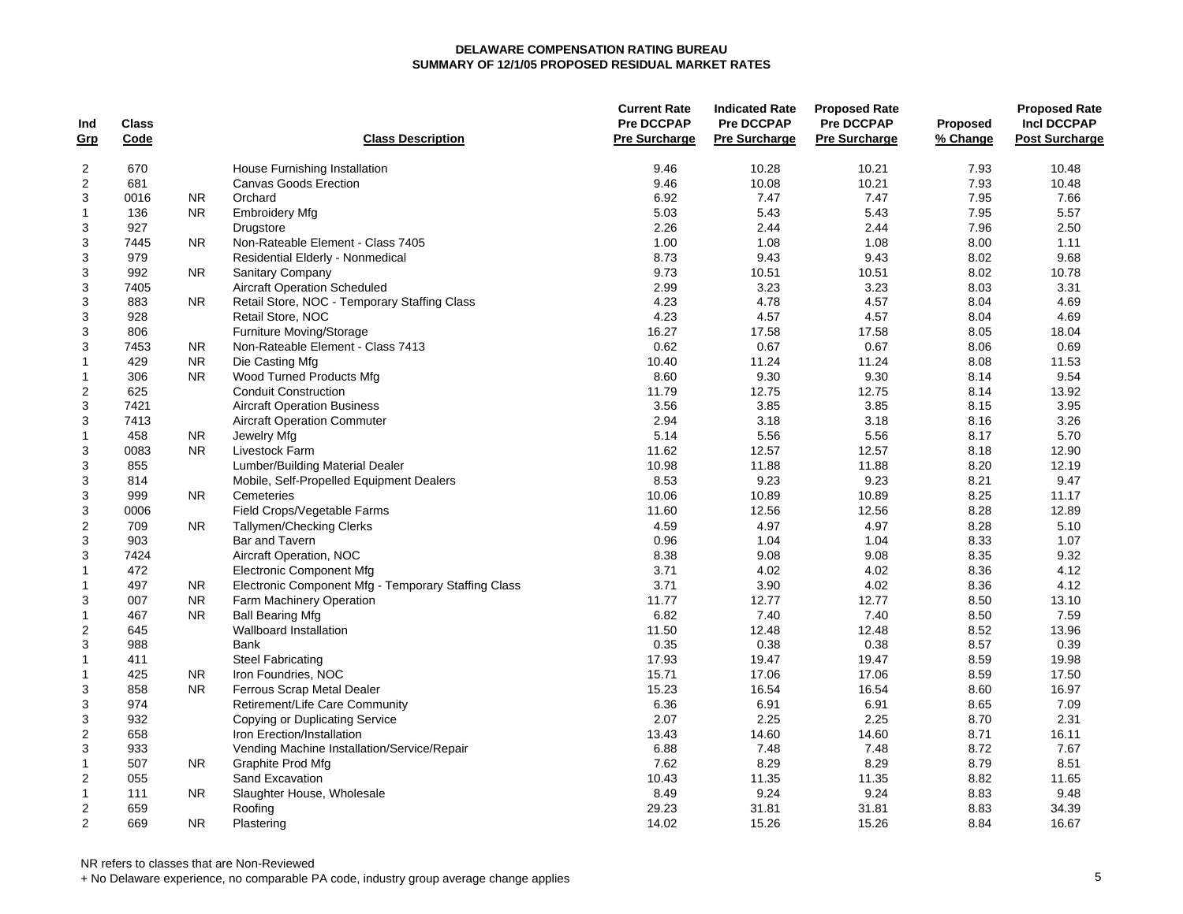**DELAWARE COMPENSATION RATING BUREAU**
**SUMMARY OF 12/1/05 PROPOSED RESIDUAL MARKET RATES**

| Ind Grp | Class Code | | Class Description | Current Rate Pre DCCPAP Pre Surcharge | Indicated Rate Pre DCCPAP Pre Surcharge | Proposed Rate Pre DCCPAP Pre Surcharge | Proposed % Change | Proposed Rate Incl DCCPAP Post Surcharge |
|---|---|---|---|---|---|---|---|---|
| 2 | 670 | | House Furnishing Installation | 9.46 | 10.28 | 10.21 | 7.93 | 10.48 |
| 2 | 681 | | Canvas Goods Erection | 9.46 | 10.08 | 10.21 | 7.93 | 10.48 |
| 3 | 0016 | NR | Orchard | 6.92 | 7.47 | 7.47 | 7.95 | 7.66 |
| 1 | 136 | NR | Embroidery Mfg | 5.03 | 5.43 | 5.43 | 7.95 | 5.57 |
| 3 | 927 | | Drugstore | 2.26 | 2.44 | 2.44 | 7.96 | 2.50 |
| 3 | 7445 | NR | Non-Rateable Element - Class 7405 | 1.00 | 1.08 | 1.08 | 8.00 | 1.11 |
| 3 | 979 | | Residential Elderly - Nonmedical | 8.73 | 9.43 | 9.43 | 8.02 | 9.68 |
| 3 | 992 | NR | Sanitary Company | 9.73 | 10.51 | 10.51 | 8.02 | 10.78 |
| 3 | 7405 | | Aircraft Operation Scheduled | 2.99 | 3.23 | 3.23 | 8.03 | 3.31 |
| 3 | 883 | NR | Retail Store, NOC - Temporary Staffing Class | 4.23 | 4.78 | 4.57 | 8.04 | 4.69 |
| 3 | 928 | | Retail Store, NOC | 4.23 | 4.57 | 4.57 | 8.04 | 4.69 |
| 3 | 806 | | Furniture Moving/Storage | 16.27 | 17.58 | 17.58 | 8.05 | 18.04 |
| 3 | 7453 | NR | Non-Rateable Element - Class 7413 | 0.62 | 0.67 | 0.67 | 8.06 | 0.69 |
| 1 | 429 | NR | Die Casting Mfg | 10.40 | 11.24 | 11.24 | 8.08 | 11.53 |
| 1 | 306 | NR | Wood Turned Products Mfg | 8.60 | 9.30 | 9.30 | 8.14 | 9.54 |
| 2 | 625 | | Conduit Construction | 11.79 | 12.75 | 12.75 | 8.14 | 13.92 |
| 3 | 7421 | | Aircraft Operation Business | 3.56 | 3.85 | 3.85 | 8.15 | 3.95 |
| 3 | 7413 | | Aircraft Operation Commuter | 2.94 | 3.18 | 3.18 | 8.16 | 3.26 |
| 1 | 458 | NR | Jewelry Mfg | 5.14 | 5.56 | 5.56 | 8.17 | 5.70 |
| 3 | 0083 | NR | Livestock Farm | 11.62 | 12.57 | 12.57 | 8.18 | 12.90 |
| 3 | 855 | | Lumber/Building Material Dealer | 10.98 | 11.88 | 11.88 | 8.20 | 12.19 |
| 3 | 814 | | Mobile, Self-Propelled Equipment Dealers | 8.53 | 9.23 | 9.23 | 8.21 | 9.47 |
| 3 | 999 | NR | Cemeteries | 10.06 | 10.89 | 10.89 | 8.25 | 11.17 |
| 3 | 0006 | | Field Crops/Vegetable Farms | 11.60 | 12.56 | 12.56 | 8.28 | 12.89 |
| 2 | 709 | NR | Tallymen/Checking Clerks | 4.59 | 4.97 | 4.97 | 8.28 | 5.10 |
| 3 | 903 | | Bar and Tavern | 0.96 | 1.04 | 1.04 | 8.33 | 1.07 |
| 3 | 7424 | | Aircraft Operation, NOC | 8.38 | 9.08 | 9.08 | 8.35 | 9.32 |
| 1 | 472 | | Electronic Component Mfg | 3.71 | 4.02 | 4.02 | 8.36 | 4.12 |
| 1 | 497 | NR | Electronic Component Mfg - Temporary Staffing Class | 3.71 | 3.90 | 4.02 | 8.36 | 4.12 |
| 3 | 007 | NR | Farm Machinery Operation | 11.77 | 12.77 | 12.77 | 8.50 | 13.10 |
| 1 | 467 | NR | Ball Bearing Mfg | 6.82 | 7.40 | 7.40 | 8.50 | 7.59 |
| 2 | 645 | | Wallboard Installation | 11.50 | 12.48 | 12.48 | 8.52 | 13.96 |
| 3 | 988 | | Bank | 0.35 | 0.38 | 0.38 | 8.57 | 0.39 |
| 1 | 411 | | Steel Fabricating | 17.93 | 19.47 | 19.47 | 8.59 | 19.98 |
| 1 | 425 | NR | Iron Foundries, NOC | 15.71 | 17.06 | 17.06 | 8.59 | 17.50 |
| 3 | 858 | NR | Ferrous Scrap Metal Dealer | 15.23 | 16.54 | 16.54 | 8.60 | 16.97 |
| 3 | 974 | | Retirement/Life Care Community | 6.36 | 6.91 | 6.91 | 8.65 | 7.09 |
| 3 | 932 | | Copying or Duplicating Service | 2.07 | 2.25 | 2.25 | 8.70 | 2.31 |
| 2 | 658 | | Iron Erection/Installation | 13.43 | 14.60 | 14.60 | 8.71 | 16.11 |
| 3 | 933 | | Vending Machine Installation/Service/Repair | 6.88 | 7.48 | 7.48 | 8.72 | 7.67 |
| 1 | 507 | NR | Graphite Prod Mfg | 7.62 | 8.29 | 8.29 | 8.79 | 8.51 |
| 2 | 055 | | Sand Excavation | 10.43 | 11.35 | 11.35 | 8.82 | 11.65 |
| 1 | 111 | NR | Slaughter House, Wholesale | 8.49 | 9.24 | 9.24 | 8.83 | 9.48 |
| 2 | 659 | | Roofing | 29.23 | 31.81 | 31.81 | 8.83 | 34.39 |
| 2 | 669 | NR | Plastering | 14.02 | 15.26 | 15.26 | 8.84 | 16.67 |

NR refers to classes that are Non-Reviewed

+ No Delaware experience, no comparable PA code, industry group average change applies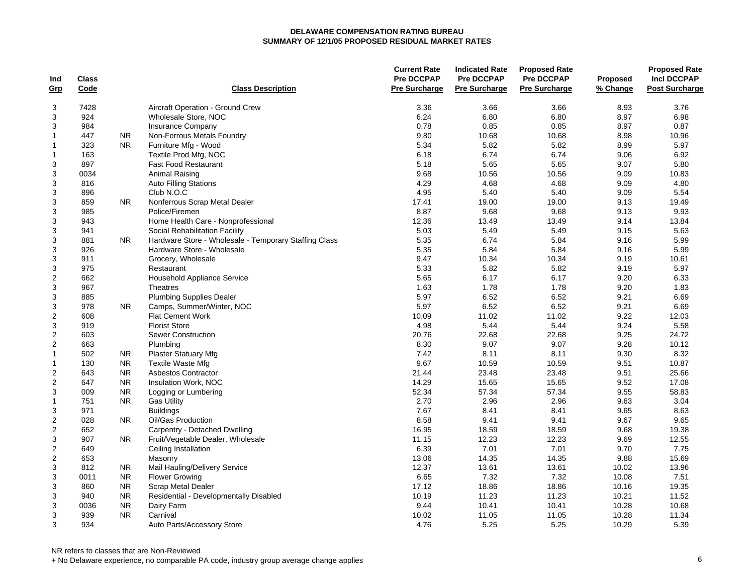**DELAWARE COMPENSATION RATING BUREAU**
**SUMMARY OF 12/1/05 PROPOSED RESIDUAL MARKET RATES**

| Ind Grp | Class Code | | Class Description | Current Rate Pre DCCPAP Pre Surcharge | Indicated Rate Pre DCCPAP Pre Surcharge | Proposed Rate Pre DCCPAP Pre Surcharge | Proposed % Change | Proposed Rate Incl DCCPAP Post Surcharge |
|---|---|---|---|---|---|---|---|---|
| 3 | 7428 | | Aircraft Operation - Ground Crew | 3.36 | 3.66 | 3.66 | 8.93 | 3.76 |
| 3 | 924 | | Wholesale Store, NOC | 6.24 | 6.80 | 6.80 | 8.97 | 6.98 |
| 3 | 984 | | Insurance Company | 0.78 | 0.85 | 0.85 | 8.97 | 0.87 |
| 1 | 447 | NR | Non-Ferrous Metals Foundry | 9.80 | 10.68 | 10.68 | 8.98 | 10.96 |
| 1 | 323 | NR | Furniture Mfg - Wood | 5.34 | 5.82 | 5.82 | 8.99 | 5.97 |
| 1 | 163 | | Textile Prod Mfg, NOC | 6.18 | 6.74 | 6.74 | 9.06 | 6.92 |
| 3 | 897 | | Fast Food Restaurant | 5.18 | 5.65 | 5.65 | 9.07 | 5.80 |
| 3 | 0034 | | Animal Raising | 9.68 | 10.56 | 10.56 | 9.09 | 10.83 |
| 3 | 816 | | Auto Filling Stations | 4.29 | 4.68 | 4.68 | 9.09 | 4.80 |
| 3 | 896 | | Club N.O.C | 4.95 | 5.40 | 5.40 | 9.09 | 5.54 |
| 3 | 859 | NR | Nonferrous Scrap Metal Dealer | 17.41 | 19.00 | 19.00 | 9.13 | 19.49 |
| 3 | 985 | | Police/Firemen | 8.87 | 9.68 | 9.68 | 9.13 | 9.93 |
| 3 | 943 | | Home Health Care - Nonprofessional | 12.36 | 13.49 | 13.49 | 9.14 | 13.84 |
| 3 | 941 | | Social Rehabilitation Facility | 5.03 | 5.49 | 5.49 | 9.15 | 5.63 |
| 3 | 881 | NR | Hardware Store - Wholesale - Temporary Staffing Class | 5.35 | 6.74 | 5.84 | 9.16 | 5.99 |
| 3 | 926 | | Hardware Store - Wholesale | 5.35 | 5.84 | 5.84 | 9.16 | 5.99 |
| 3 | 911 | | Grocery, Wholesale | 9.47 | 10.34 | 10.34 | 9.19 | 10.61 |
| 3 | 975 | | Restaurant | 5.33 | 5.82 | 5.82 | 9.19 | 5.97 |
| 2 | 662 | | Household Appliance Service | 5.65 | 6.17 | 6.17 | 9.20 | 6.33 |
| 3 | 967 | | Theatres | 1.63 | 1.78 | 1.78 | 9.20 | 1.83 |
| 3 | 885 | | Plumbing Supplies Dealer | 5.97 | 6.52 | 6.52 | 9.21 | 6.69 |
| 3 | 978 | NR | Camps, Summer/Winter, NOC | 5.97 | 6.52 | 6.52 | 9.21 | 6.69 |
| 2 | 608 | | Flat Cement Work | 10.09 | 11.02 | 11.02 | 9.22 | 12.03 |
| 3 | 919 | | Florist Store | 4.98 | 5.44 | 5.44 | 9.24 | 5.58 |
| 2 | 603 | | Sewer Construction | 20.76 | 22.68 | 22.68 | 9.25 | 24.72 |
| 2 | 663 | | Plumbing | 8.30 | 9.07 | 9.07 | 9.28 | 10.12 |
| 1 | 502 | NR | Plaster Statuary Mfg | 7.42 | 8.11 | 8.11 | 9.30 | 8.32 |
| 1 | 130 | NR | Textile Waste Mfg | 9.67 | 10.59 | 10.59 | 9.51 | 10.87 |
| 2 | 643 | NR | Asbestos Contractor | 21.44 | 23.48 | 23.48 | 9.51 | 25.66 |
| 2 | 647 | NR | Insulation Work, NOC | 14.29 | 15.65 | 15.65 | 9.52 | 17.08 |
| 3 | 009 | NR | Logging or Lumbering | 52.34 | 57.34 | 57.34 | 9.55 | 58.83 |
| 1 | 751 | NR | Gas Utility | 2.70 | 2.96 | 2.96 | 9.63 | 3.04 |
| 3 | 971 | | Buildings | 7.67 | 8.41 | 8.41 | 9.65 | 8.63 |
| 2 | 028 | NR | Oil/Gas Production | 8.58 | 9.41 | 9.41 | 9.67 | 9.65 |
| 2 | 652 | | Carpentry - Detached Dwelling | 16.95 | 18.59 | 18.59 | 9.68 | 19.38 |
| 3 | 907 | NR | Fruit/Vegetable Dealer, Wholesale | 11.15 | 12.23 | 12.23 | 9.69 | 12.55 |
| 2 | 649 | | Ceiling Installation | 6.39 | 7.01 | 7.01 | 9.70 | 7.75 |
| 2 | 653 | | Masonry | 13.06 | 14.35 | 14.35 | 9.88 | 15.69 |
| 3 | 812 | NR | Mail Hauling/Delivery Service | 12.37 | 13.61 | 13.61 | 10.02 | 13.96 |
| 3 | 0011 | NR | Flower Growing | 6.65 | 7.32 | 7.32 | 10.08 | 7.51 |
| 3 | 860 | NR | Scrap Metal Dealer | 17.12 | 18.86 | 18.86 | 10.16 | 19.35 |
| 3 | 940 | NR | Residential - Developmentally Disabled | 10.19 | 11.23 | 11.23 | 10.21 | 11.52 |
| 3 | 0036 | NR | Dairy Farm | 9.44 | 10.41 | 10.41 | 10.28 | 10.68 |
| 3 | 939 | NR | Carnival | 10.02 | 11.05 | 11.05 | 10.28 | 11.34 |
| 3 | 934 | | Auto Parts/Accessory Store | 4.76 | 5.25 | 5.25 | 10.29 | 5.39 |

NR refers to classes that are Non-Reviewed

+ No Delaware experience, no comparable PA code, industry group average change applies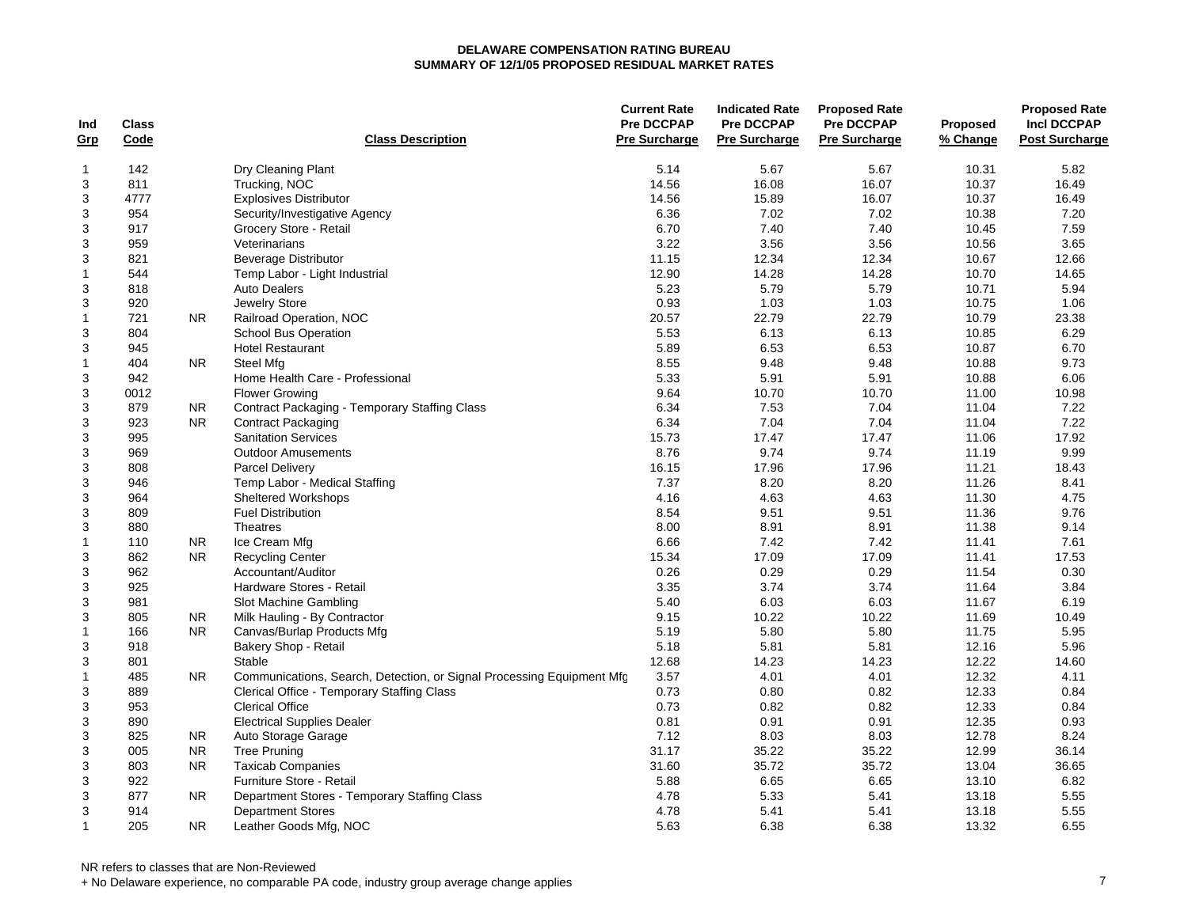**DELAWARE COMPENSATION RATING BUREAU**
**SUMMARY OF 12/1/05 PROPOSED RESIDUAL MARKET RATES**

| Ind Grp | Class Code | | Class Description | Current Rate Pre DCCPAP Pre Surcharge | Indicated Rate Pre DCCPAP Pre Surcharge | Proposed Rate Pre DCCPAP Pre Surcharge | Proposed % Change | Proposed Rate Incl DCCPAP Post Surcharge |
|---|---|---|---|---|---|---|---|---|
| 1 | 142 | | Dry Cleaning Plant | 5.14 | 5.67 | 5.67 | 10.31 | 5.82 |
| 3 | 811 | | Trucking, NOC | 14.56 | 16.08 | 16.07 | 10.37 | 16.49 |
| 3 | 4777 | | Explosives Distributor | 14.56 | 15.89 | 16.07 | 10.37 | 16.49 |
| 3 | 954 | | Security/Investigative Agency | 6.36 | 7.02 | 7.02 | 10.38 | 7.20 |
| 3 | 917 | | Grocery Store - Retail | 6.70 | 7.40 | 7.40 | 10.45 | 7.59 |
| 3 | 959 | | Veterinarians | 3.22 | 3.56 | 3.56 | 10.56 | 3.65 |
| 3 | 821 | | Beverage Distributor | 11.15 | 12.34 | 12.34 | 10.67 | 12.66 |
| 1 | 544 | | Temp Labor - Light Industrial | 12.90 | 14.28 | 14.28 | 10.70 | 14.65 |
| 3 | 818 | | Auto Dealers | 5.23 | 5.79 | 5.79 | 10.71 | 5.94 |
| 3 | 920 | | Jewelry Store | 0.93 | 1.03 | 1.03 | 10.75 | 1.06 |
| 1 | 721 | NR | Railroad Operation, NOC | 20.57 | 22.79 | 22.79 | 10.79 | 23.38 |
| 3 | 804 | | School Bus Operation | 5.53 | 6.13 | 6.13 | 10.85 | 6.29 |
| 3 | 945 | | Hotel Restaurant | 5.89 | 6.53 | 6.53 | 10.87 | 6.70 |
| 1 | 404 | NR | Steel Mfg | 8.55 | 9.48 | 9.48 | 10.88 | 9.73 |
| 3 | 942 | | Home Health Care - Professional | 5.33 | 5.91 | 5.91 | 10.88 | 6.06 |
| 3 | 0012 | | Flower Growing | 9.64 | 10.70 | 10.70 | 11.00 | 10.98 |
| 3 | 879 | NR | Contract Packaging - Temporary Staffing Class | 6.34 | 7.53 | 7.04 | 11.04 | 7.22 |
| 3 | 923 | NR | Contract Packaging | 6.34 | 7.04 | 7.04 | 11.04 | 7.22 |
| 3 | 995 | | Sanitation Services | 15.73 | 17.47 | 17.47 | 11.06 | 17.92 |
| 3 | 969 | | Outdoor Amusements | 8.76 | 9.74 | 9.74 | 11.19 | 9.99 |
| 3 | 808 | | Parcel Delivery | 16.15 | 17.96 | 17.96 | 11.21 | 18.43 |
| 3 | 946 | | Temp Labor - Medical Staffing | 7.37 | 8.20 | 8.20 | 11.26 | 8.41 |
| 3 | 964 | | Sheltered Workshops | 4.16 | 4.63 | 4.63 | 11.30 | 4.75 |
| 3 | 809 | | Fuel Distribution | 8.54 | 9.51 | 9.51 | 11.36 | 9.76 |
| 3 | 880 | | Theatres | 8.00 | 8.91 | 8.91 | 11.38 | 9.14 |
| 1 | 110 | NR | Ice Cream Mfg | 6.66 | 7.42 | 7.42 | 11.41 | 7.61 |
| 3 | 862 | NR | Recycling Center | 15.34 | 17.09 | 17.09 | 11.41 | 17.53 |
| 3 | 962 | | Accountant/Auditor | 0.26 | 0.29 | 0.29 | 11.54 | 0.30 |
| 3 | 925 | | Hardware Stores - Retail | 3.35 | 3.74 | 3.74 | 11.64 | 3.84 |
| 3 | 981 | | Slot Machine Gambling | 5.40 | 6.03 | 6.03 | 11.67 | 6.19 |
| 3 | 805 | NR | Milk Hauling - By Contractor | 9.15 | 10.22 | 10.22 | 11.69 | 10.49 |
| 1 | 166 | NR | Canvas/Burlap Products Mfg | 5.19 | 5.80 | 5.80 | 11.75 | 5.95 |
| 3 | 918 | | Bakery Shop - Retail | 5.18 | 5.81 | 5.81 | 12.16 | 5.96 |
| 3 | 801 | | Stable | 12.68 | 14.23 | 14.23 | 12.22 | 14.60 |
| 1 | 485 | NR | Communications, Search, Detection, or Signal Processing Equipment Mfg | 3.57 | 4.01 | 4.01 | 12.32 | 4.11 |
| 3 | 889 | | Clerical Office - Temporary Staffing Class | 0.73 | 0.80 | 0.82 | 12.33 | 0.84 |
| 3 | 953 | | Clerical Office | 0.73 | 0.82 | 0.82 | 12.33 | 0.84 |
| 3 | 890 | | Electrical Supplies Dealer | 0.81 | 0.91 | 0.91 | 12.35 | 0.93 |
| 3 | 825 | NR | Auto Storage Garage | 7.12 | 8.03 | 8.03 | 12.78 | 8.24 |
| 3 | 005 | NR | Tree Pruning | 31.17 | 35.22 | 35.22 | 12.99 | 36.14 |
| 3 | 803 | NR | Taxicab Companies | 31.60 | 35.72 | 35.72 | 13.04 | 36.65 |
| 3 | 922 | | Furniture Store - Retail | 5.88 | 6.65 | 6.65 | 13.10 | 6.82 |
| 3 | 877 | NR | Department Stores - Temporary Staffing Class | 4.78 | 5.33 | 5.41 | 13.18 | 5.55 |
| 3 | 914 | | Department Stores | 4.78 | 5.41 | 5.41 | 13.18 | 5.55 |
| 1 | 205 | NR | Leather Goods Mfg, NOC | 5.63 | 6.38 | 6.38 | 13.32 | 6.55 |

NR refers to classes that are Non-Reviewed

\+ No Delaware experience, no comparable PA code, industry group average change applies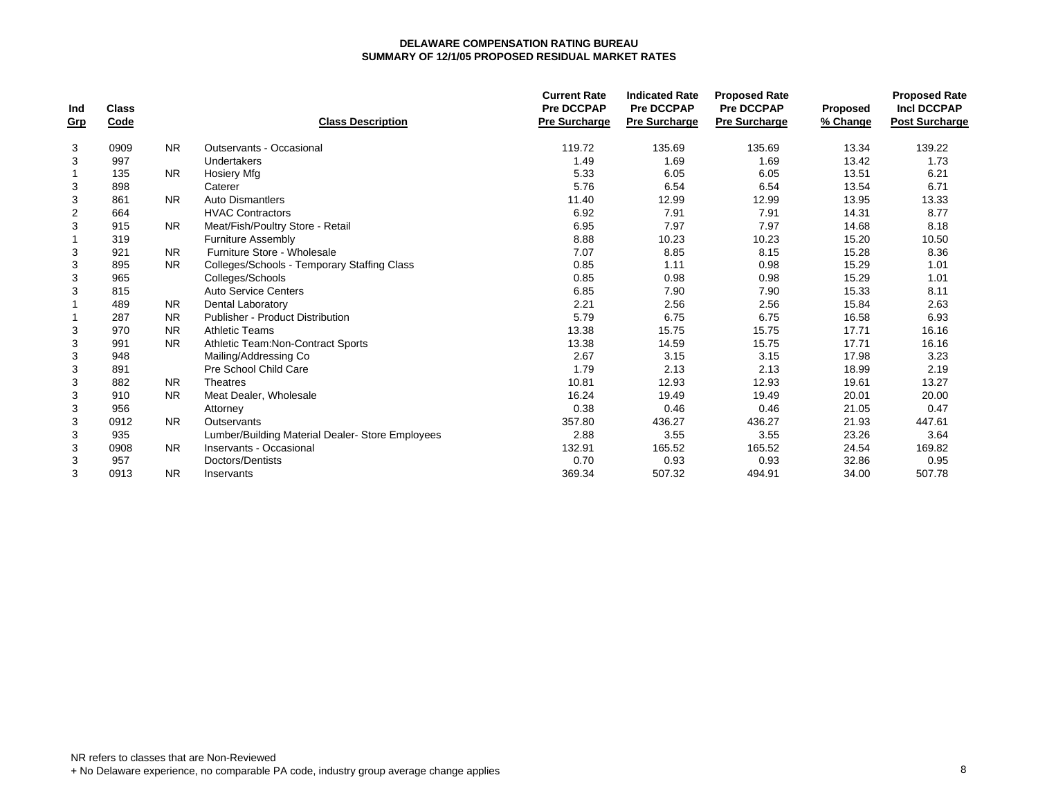**DELAWARE COMPENSATION RATING BUREAU**
**SUMMARY OF 12/1/05 PROPOSED RESIDUAL MARKET RATES**

| Ind Grp | Class Code | | Class Description | Current Rate Pre DCCPAP Pre Surcharge | Indicated Rate Pre DCCPAP Pre Surcharge | Proposed Rate Pre DCCPAP Pre Surcharge | Proposed % Change | Proposed Rate Incl DCCPAP Post Surcharge |
|---|---|---|---|---|---|---|---|---|
| 3 | 0909 | NR | Outservants - Occasional | 119.72 | 135.69 | 135.69 | 13.34 | 139.22 |
| 3 | 997 | | Undertakers | 1.49 | 1.69 | 1.69 | 13.42 | 1.73 |
| 1 | 135 | NR | Hosiery Mfg | 5.33 | 6.05 | 6.05 | 13.51 | 6.21 |
| 3 | 898 | | Caterer | 5.76 | 6.54 | 6.54 | 13.54 | 6.71 |
| 3 | 861 | NR | Auto Dismantlers | 11.40 | 12.99 | 12.99 | 13.95 | 13.33 |
| 2 | 664 | | HVAC Contractors | 6.92 | 7.91 | 7.91 | 14.31 | 8.77 |
| 3 | 915 | NR | Meat/Fish/Poultry Store - Retail | 6.95 | 7.97 | 7.97 | 14.68 | 8.18 |
| 1 | 319 | | Furniture Assembly | 8.88 | 10.23 | 10.23 | 15.20 | 10.50 |
| 3 | 921 | NR | Furniture Store - Wholesale | 7.07 | 8.85 | 8.15 | 15.28 | 8.36 |
| 3 | 895 | NR | Colleges/Schools - Temporary Staffing Class | 0.85 | 1.11 | 0.98 | 15.29 | 1.01 |
| 3 | 965 | | Colleges/Schools | 0.85 | 0.98 | 0.98 | 15.29 | 1.01 |
| 3 | 815 | | Auto Service Centers | 6.85 | 7.90 | 7.90 | 15.33 | 8.11 |
| 1 | 489 | NR | Dental Laboratory | 2.21 | 2.56 | 2.56 | 15.84 | 2.63 |
| 1 | 287 | NR | Publisher - Product Distribution | 5.79 | 6.75 | 6.75 | 16.58 | 6.93 |
| 3 | 970 | NR | Athletic Teams | 13.38 | 15.75 | 15.75 | 17.71 | 16.16 |
| 3 | 991 | NR | Athletic Team:Non-Contract Sports | 13.38 | 14.59 | 15.75 | 17.71 | 16.16 |
| 3 | 948 | | Mailing/Addressing Co | 2.67 | 3.15 | 3.15 | 17.98 | 3.23 |
| 3 | 891 | | Pre School Child Care | 1.79 | 2.13 | 2.13 | 18.99 | 2.19 |
| 3 | 882 | NR | Theatres | 10.81 | 12.93 | 12.93 | 19.61 | 13.27 |
| 3 | 910 | NR | Meat Dealer, Wholesale | 16.24 | 19.49 | 19.49 | 20.01 | 20.00 |
| 3 | 956 | | Attorney | 0.38 | 0.46 | 0.46 | 21.05 | 0.47 |
| 3 | 0912 | NR | Outservants | 357.80 | 436.27 | 436.27 | 21.93 | 447.61 |
| 3 | 935 | | Lumber/Building Material Dealer- Store Employees | 2.88 | 3.55 | 3.55 | 23.26 | 3.64 |
| 3 | 0908 | NR | Inservants - Occasional | 132.91 | 165.52 | 165.52 | 24.54 | 169.82 |
| 3 | 957 | | Doctors/Dentists | 0.70 | 0.93 | 0.93 | 32.86 | 0.95 |
| 3 | 0913 | NR | Inservants | 369.34 | 507.32 | 494.91 | 34.00 | 507.78 |

NR refers to classes that are Non-Reviewed
+ No Delaware experience, no comparable PA code, industry group average change applies